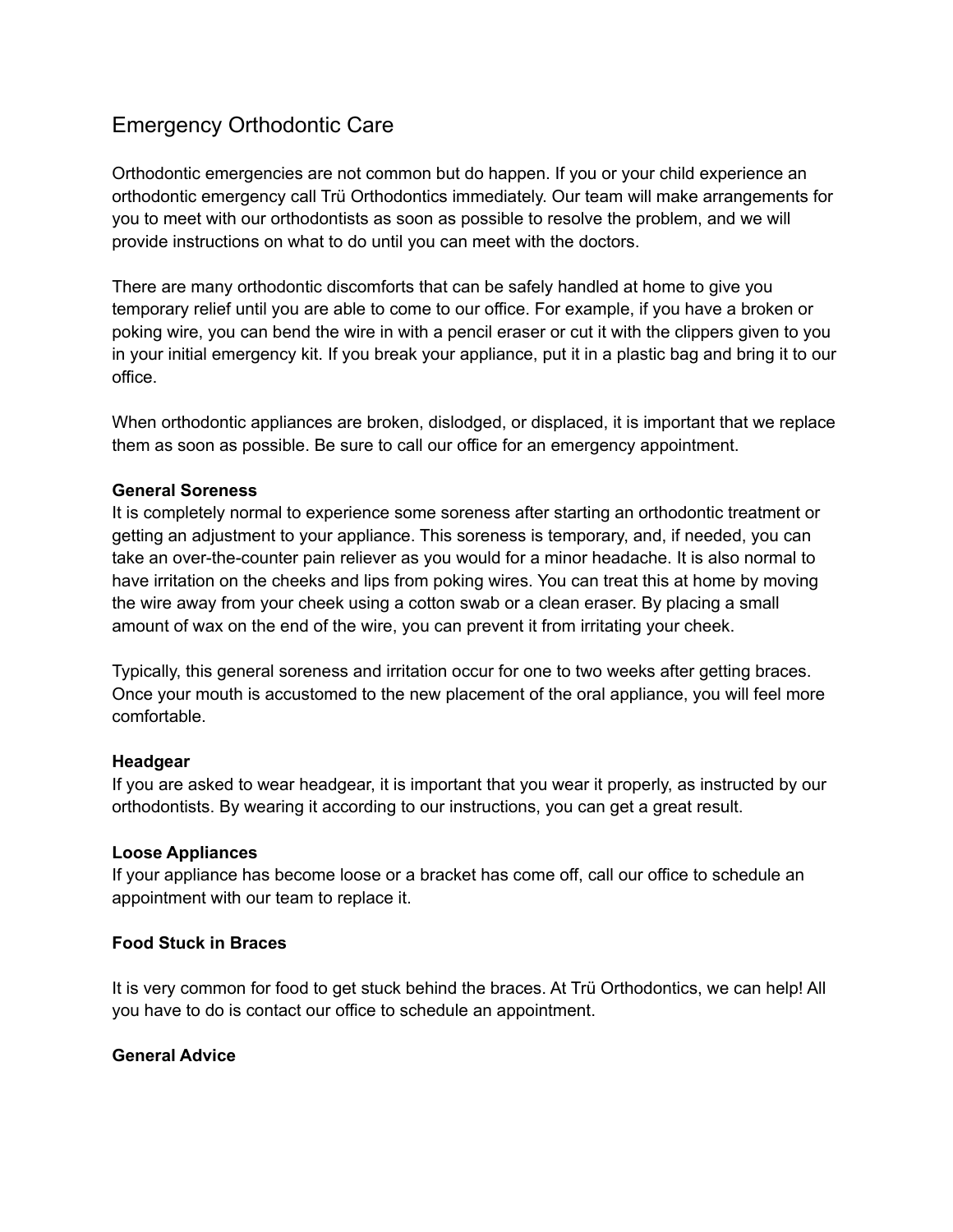# Emergency Orthodontic Care

Orthodontic emergencies are not common but do happen. If you or your child experience an orthodontic emergency call Trü Orthodontics immediately. Our team will make arrangements for you to meet with our orthodontists as soon as possible to resolve the problem, and we will provide instructions on what to do until you can meet with the doctors.

There are many orthodontic discomforts that can be safely handled at home to give you temporary relief until you are able to come to our office. For example, if you have a broken or poking wire, you can bend the wire in with a pencil eraser or cut it with the clippers given to you in your initial emergency kit. If you break your appliance, put it in a plastic bag and bring it to our office.

When orthodontic appliances are broken, dislodged, or displaced, it is important that we replace them as soon as possible. Be sure to call our office for an emergency appointment.

**General Soreness**

It is completely normal to experience some soreness after starting an orthodontic treatment or getting an adjustment to your appliance. This soreness is temporary, and, if needed, you can take an over-the-counter pain reliever as you would for a minor headache. It is also normal to have irritation on the cheeks and lips from poking wires. You can treat this at home by moving the wire away from your cheek using a cotton swab or a clean eraser. By placing a small amount of wax on the end of the wire, you can prevent it from irritating your cheek.

Typically, this general soreness and irritation occur for one to two weeks after getting braces. Once your mouth is accustomed to the new placement of the oral appliance, you will feel more comfortable.

**Headgear**

If you are asked to wear headgear, it is important that you wear it properly, as instructed by our orthodontists. By wearing it according to our instructions, you can get a great result.

**Loose Appliances**

If your appliance has become loose or a bracket has come off, call our office to schedule an appointment with our team to replace it.

**Food Stuck in Braces**

It is very common for food to get stuck behind the braces. At Trü Orthodontics, we can help! All you have to do is contact our office to schedule an appointment.

**General Advice**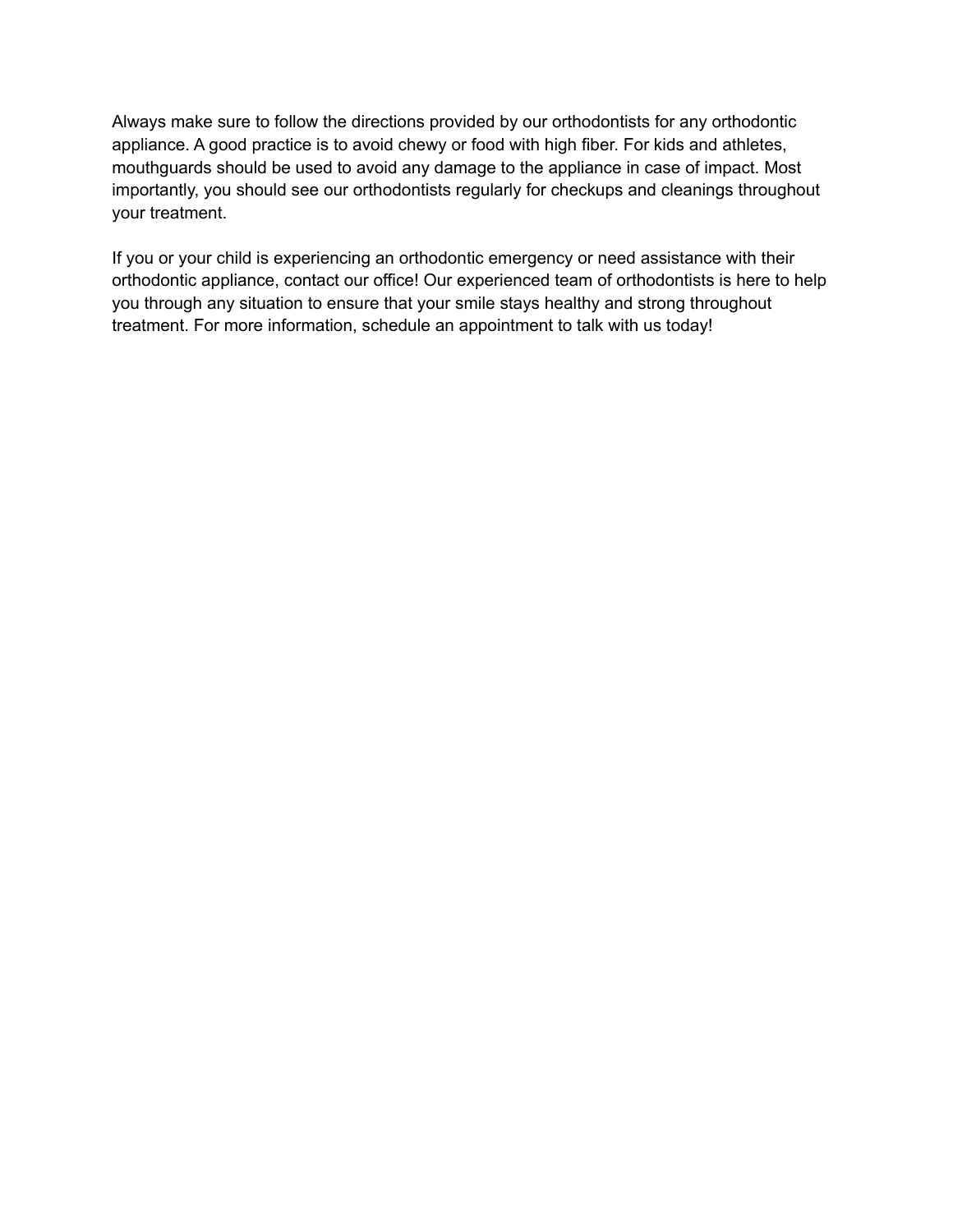Always make sure to follow the directions provided by our orthodontists for any orthodontic appliance. A good practice is to avoid chewy or food with high fiber. For kids and athletes, mouthguards should be used to avoid any damage to the appliance in case of impact. Most importantly, you should see our orthodontists regularly for checkups and cleanings throughout your treatment.

If you or your child is experiencing an orthodontic emergency or need assistance with their orthodontic appliance, contact our office! Our experienced team of orthodontists is here to help you through any situation to ensure that your smile stays healthy and strong throughout treatment. For more information, schedule an appointment to talk with us today!